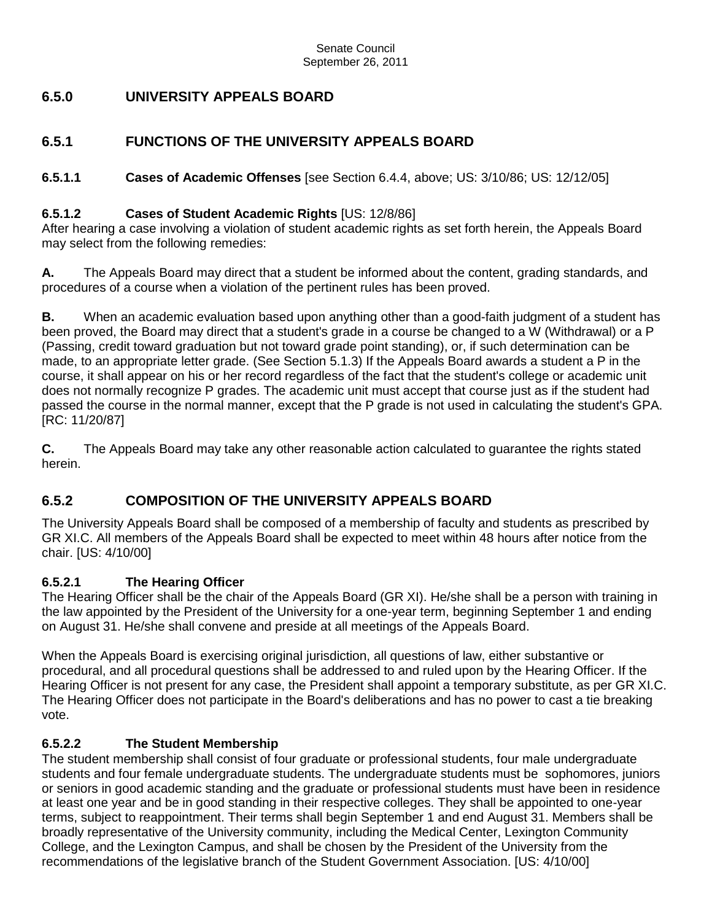Senate Council
September 26, 2011

## 6.5.0 UNIVERSITY APPEALS BOARD

## 6.5.1 FUNCTIONS OF THE UNIVERSITY APPEALS BOARD

### 6.5.1.1 Cases of Academic Offenses [see Section 6.4.4, above; US: 3/10/86; US: 12/12/05]

### 6.5.1.2 Cases of Student Academic Rights [US: 12/8/86]

After hearing a case involving a violation of student academic rights as set forth herein, the Appeals Board may select from the following remedies:

**A.** The Appeals Board may direct that a student be informed about the content, grading standards, and procedures of a course when a violation of the pertinent rules has been proved.

**B.** When an academic evaluation based upon anything other than a good-faith judgment of a student has been proved, the Board may direct that a student's grade in a course be changed to a W (Withdrawal) or a P (Passing, credit toward graduation but not toward grade point standing), or, if such determination can be made, to an appropriate letter grade. (See Section 5.1.3) If the Appeals Board awards a student a P in the course, it shall appear on his or her record regardless of the fact that the student's college or academic unit does not normally recognize P grades. The academic unit must accept that course just as if the student had passed the course in the normal manner, except that the P grade is not used in calculating the student's GPA. [RC: 11/20/87]

**C.** The Appeals Board may take any other reasonable action calculated to guarantee the rights stated herein.

## 6.5.2 COMPOSITION OF THE UNIVERSITY APPEALS BOARD

The University Appeals Board shall be composed of a membership of faculty and students as prescribed by GR XI.C. All members of the Appeals Board shall be expected to meet within 48 hours after notice from the chair. [US: 4/10/00]

### 6.5.2.1 The Hearing Officer

The Hearing Officer shall be the chair of the Appeals Board (GR XI). He/she shall be a person with training in the law appointed by the President of the University for a one-year term, beginning September 1 and ending on August 31. He/she shall convene and preside at all meetings of the Appeals Board.

When the Appeals Board is exercising original jurisdiction, all questions of law, either substantive or procedural, and all procedural questions shall be addressed to and ruled upon by the Hearing Officer. If the Hearing Officer is not present for any case, the President shall appoint a temporary substitute, as per GR XI.C. The Hearing Officer does not participate in the Board's deliberations and has no power to cast a tie breaking vote.

### 6.5.2.2 The Student Membership

The student membership shall consist of four graduate or professional students, four male undergraduate students and four female undergraduate students. The undergraduate students must be sophomores, juniors or seniors in good academic standing and the graduate or professional students must have been in residence at least one year and be in good standing in their respective colleges. They shall be appointed to one-year terms, subject to reappointment. Their terms shall begin September 1 and end August 31. Members shall be broadly representative of the University community, including the Medical Center, Lexington Community College, and the Lexington Campus, and shall be chosen by the President of the University from the recommendations of the legislative branch of the Student Government Association. [US: 4/10/00]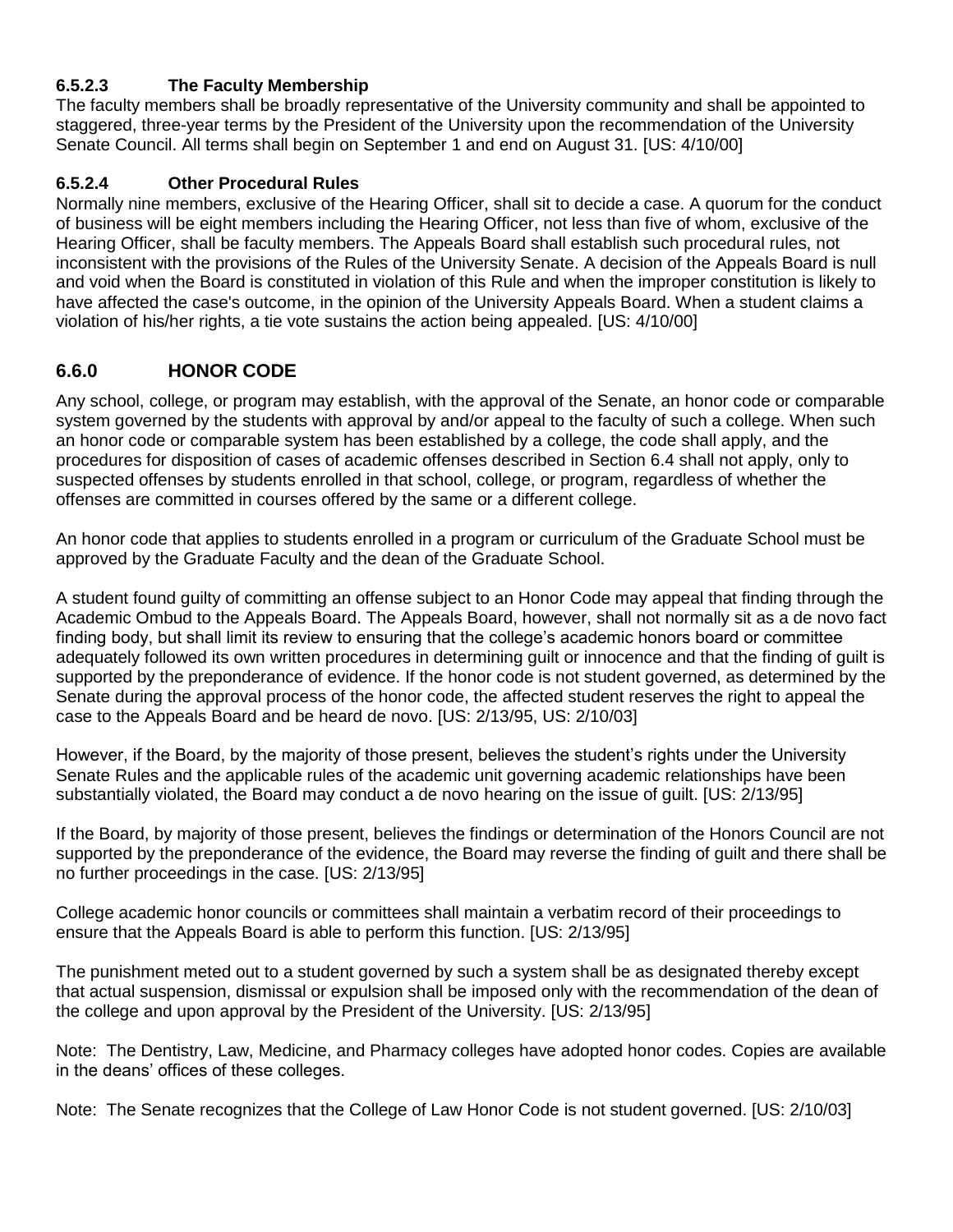#### 6.5.2.3 The Faculty Membership

The faculty members shall be broadly representative of the University community and shall be appointed to staggered, three-year terms by the President of the University upon the recommendation of the University Senate Council. All terms shall begin on September 1 and end on August 31. [US: 4/10/00]

#### 6.5.2.4 Other Procedural Rules

Normally nine members, exclusive of the Hearing Officer, shall sit to decide a case. A quorum for the conduct of business will be eight members including the Hearing Officer, not less than five of whom, exclusive of the Hearing Officer, shall be faculty members. The Appeals Board shall establish such procedural rules, not inconsistent with the provisions of the Rules of the University Senate. A decision of the Appeals Board is null and void when the Board is constituted in violation of this Rule and when the improper constitution is likely to have affected the case's outcome, in the opinion of the University Appeals Board. When a student claims a violation of his/her rights, a tie vote sustains the action being appealed. [US: 4/10/00]

## 6.6.0 HONOR CODE

Any school, college, or program may establish, with the approval of the Senate, an honor code or comparable system governed by the students with approval by and/or appeal to the faculty of such a college. When such an honor code or comparable system has been established by a college, the code shall apply, and the procedures for disposition of cases of academic offenses described in Section 6.4 shall not apply, only to suspected offenses by students enrolled in that school, college, or program, regardless of whether the offenses are committed in courses offered by the same or a different college.

An honor code that applies to students enrolled in a program or curriculum of the Graduate School must be approved by the Graduate Faculty and the dean of the Graduate School.

A student found guilty of committing an offense subject to an Honor Code may appeal that finding through the Academic Ombud to the Appeals Board. The Appeals Board, however, shall not normally sit as a de novo fact finding body, but shall limit its review to ensuring that the college's academic honors board or committee adequately followed its own written procedures in determining guilt or innocence and that the finding of guilt is supported by the preponderance of evidence. If the honor code is not student governed, as determined by the Senate during the approval process of the honor code, the affected student reserves the right to appeal the case to the Appeals Board and be heard de novo. [US: 2/13/95, US: 2/10/03]

However, if the Board, by the majority of those present, believes the student's rights under the University Senate Rules and the applicable rules of the academic unit governing academic relationships have been substantially violated, the Board may conduct a de novo hearing on the issue of guilt. [US: 2/13/95]

If the Board, by majority of those present, believes the findings or determination of the Honors Council are not supported by the preponderance of the evidence, the Board may reverse the finding of guilt and there shall be no further proceedings in the case. [US: 2/13/95]

College academic honor councils or committees shall maintain a verbatim record of their proceedings to ensure that the Appeals Board is able to perform this function. [US: 2/13/95]

The punishment meted out to a student governed by such a system shall be as designated thereby except that actual suspension, dismissal or expulsion shall be imposed only with the recommendation of the dean of the college and upon approval by the President of the University. [US: 2/13/95]

Note: The Dentistry, Law, Medicine, and Pharmacy colleges have adopted honor codes. Copies are available in the deans' offices of these colleges.

Note: The Senate recognizes that the College of Law Honor Code is not student governed. [US: 2/10/03]